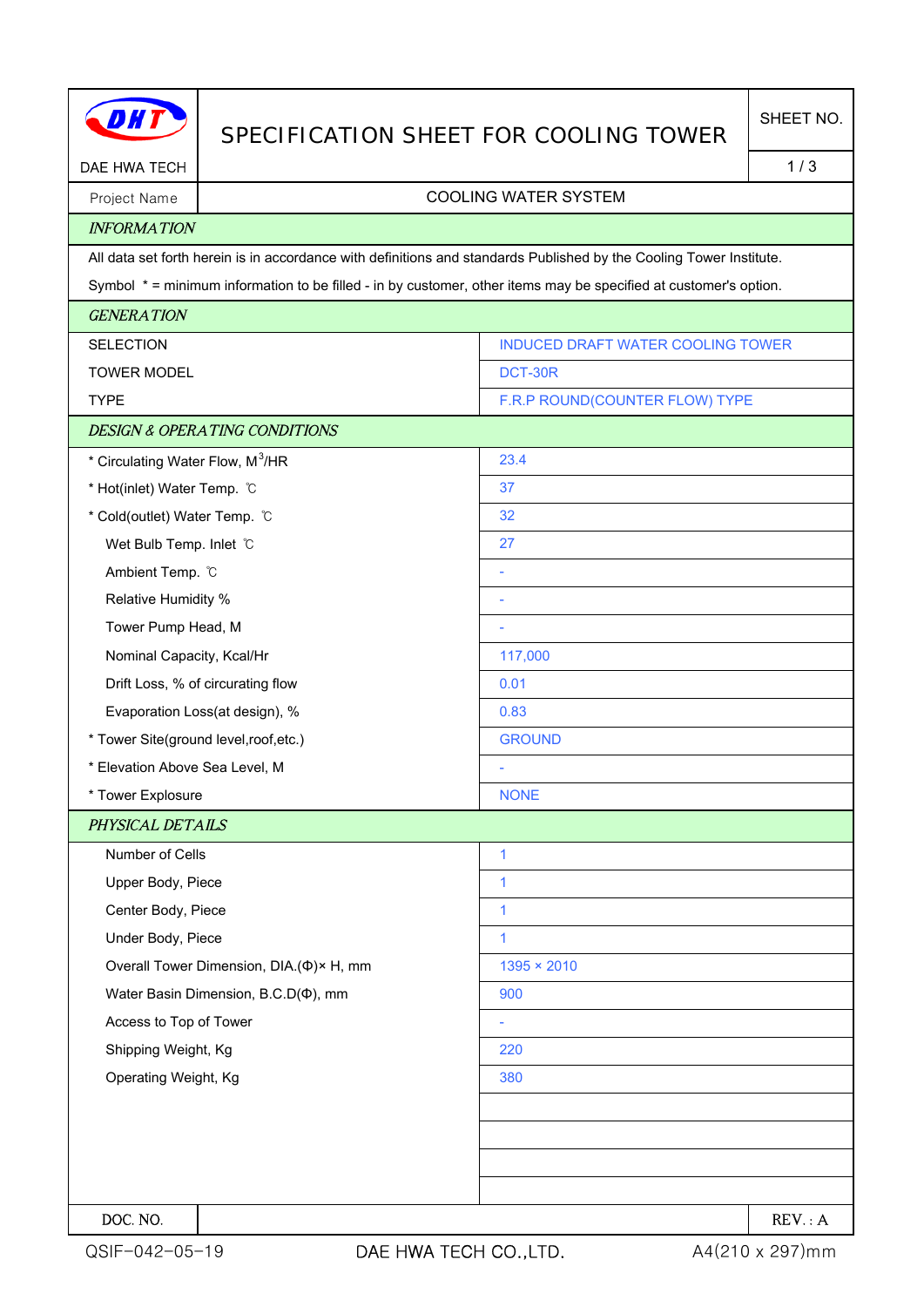# SPECIFICATION SHEET FOR COOLING TOWER

DAE HWA TECH

SHEET NO. 1 / 3

| Project Name | COOLING WATER SYSTEM |
|---|---|

## INFORMATION

All data set forth herein is in accordance with definitions and standards Published by the Cooling Tower Institute.

Symbol * = minimum information to be filled - in by customer, other items may be specified at customer's option.

## GENERATION

| | |
|---|---|
| SELECTION | INDUCED DRAFT WATER COOLING TOWER |
| TOWER MODEL | DCT-30R |
| TYPE | F.R.P ROUND(COUNTER FLOW) TYPE |

## DESIGN & OPERATING CONDITIONS

| | |
|---|---|
| * Circulating Water Flow, $M^3$/HR | 23.4 |
| * Hot(inlet) Water Temp. ℃ | 37 |
| * Cold(outlet) Water Temp. ℃ | 32 |
| Wet Bulb Temp. Inlet ℃ | 27 |
| Ambient Temp. ℃ | - |
| Relative Humidity % | - |
| Tower Pump Head, M | - |
| Nominal Capacity, Kcal/Hr | 117,000 |
| Drift Loss, % of circurating flow | 0.01 |
| Evaporation Loss(at design), % | 0.83 |
| * Tower Site(ground level,roof,etc.) | GROUND |
| * Elevation Above Sea Level, M | - |
| * Tower Explosure | NONE |

## PHYSICAL DETAILS

| | |
|---|---|
| Number of Cells | 1 |
| Upper Body, Piece | 1 |
| Center Body, Piece | 1 |
| Under Body, Piece | 1 |
| Overall Tower Dimension, DIA.(Φ)× H, mm | 1395 × 2010 |
| Water Basin Dimension, B.C.D(Φ), mm | 900 |
| Access to Top of Tower | - |
| Shipping Weight, Kg | 220 |
| Operating Weight, Kg | 380 |

| DOC. NO. | | REV. : A |
|---|---|---|

QSIF-042-05-19 DAE HWA TECH CO.,LTD. A4(210 x 297)mm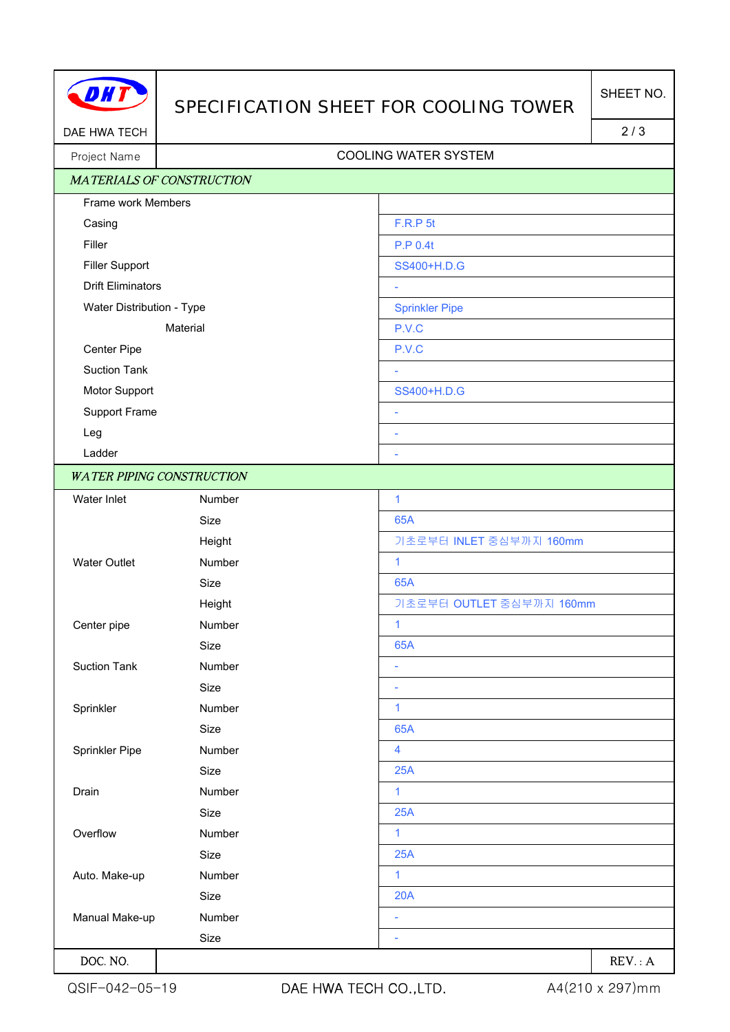DAE HWA TECH

# SPECIFICATION SHEET FOR COOLING TOWER

SHEET NO. 2 / 3

| Project Name | COOLING WATER SYSTEM |
|---|---|

| *MATERIALS OF CONSTRUCTION* | | |
|---|---|---|
| Frame work Members | | |
| Casing | | F.R.P 5t |
| Filler | | P.P 0.4t |
| Filler Support | | SS400+H.D.G |
| Drift Eliminators | | - |
| Water Distribution - Type | | Sprinkler Pipe |
| | Material | P.V.C |
| Center Pipe | | P.V.C |
| Suction Tank | | - |
| Motor Support | | SS400+H.D.G |
| Support Frame | | - |
| Leg | | - |
| Ladder | | - |
| *WATER PIPING CONSTRUCTION* | | |
| Water Inlet | Number | 1 |
| | Size | 65A |
| | Height | 기초로부터 INLET 중심부까지 160mm |
| Water Outlet | Number | 1 |
| | Size | 65A |
| | Height | 기초로부터 OUTLET 중심부까지 160mm |
| Center pipe | Number | 1 |
| | Size | 65A |
| Suction Tank | Number | - |
| | Size | - |
| Sprinkler | Number | 1 |
| | Size | 65A |
| Sprinkler Pipe | Number | 4 |
| | Size | 25A |
| Drain | Number | 1 |
| | Size | 25A |
| Overflow | Number | 1 |
| | Size | 25A |
| Auto. Make-up | Number | 1 |
| | Size | 20A |
| Manual Make-up | Number | - |
| | Size | - |

| DOC. NO. | | REV. : A |
|---|---|---|

QSIF-042-05-19 DAE HWA TECH CO.,LTD. A4(210 x 297)mm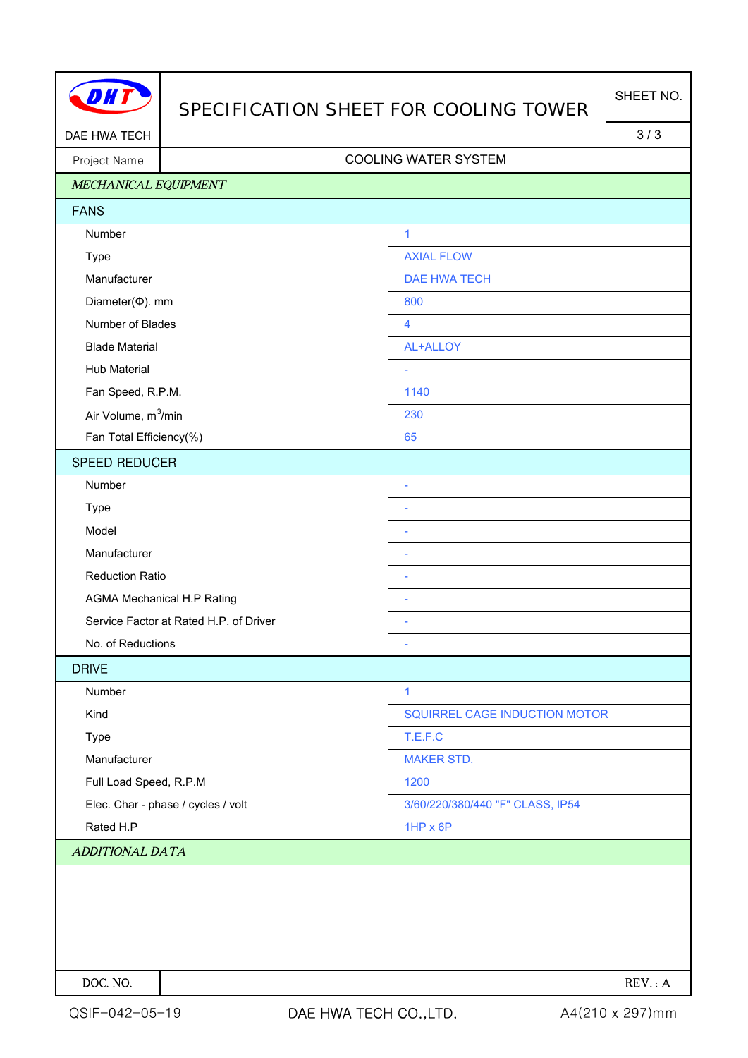# SPECIFICATION SHEET FOR COOLING TOWER

DAE HWA TECH

SHEET NO. 3 / 3

| | |
|---|---|
| Project Name | COOLING WATER SYSTEM |

*MECHANICAL EQUIPMENT*

| FANS | |
|---|---|
| Number | 1 |
| Type | AXIAL FLOW |
| Manufacturer | DAE HWA TECH |
| Diameter(Φ). mm | 800 |
| Number of Blades | 4 |
| Blade Material | AL+ALLOY |
| Hub Material | - |
| Fan Speed, R.P.M. | 1140 |
| Air Volume, $m^3$/min | 230 |
| Fan Total Efficiency(%) | 65 |
| **SPEED REDUCER** | |
| Number | - |
| Type | - |
| Model | - |
| Manufacturer | - |
| Reduction Ratio | - |
| AGMA Mechanical H.P Rating | - |
| Service Factor at Rated H.P. of Driver | - |
| No. of Reductions | - |
| **DRIVE** | |
| Number | 1 |
| Kind | SQUIRREL CAGE INDUCTION MOTOR |
| Type | T.E.F.C |
| Manufacturer | MAKER STD. |
| Full Load Speed, R.P.M | 1200 |
| Elec. Char - phase / cycles / volt | 3/60/220/380/440 "F" CLASS, IP54 |
| Rated H.P | 1HP x 6P |

*ADDITIONAL DATA*

| | | |
|---|---|---|
| DOC. NO. | | REV. : A |

QSIF-042-05-19 DAE HWA TECH CO.,LTD. A4(210 x 297)mm